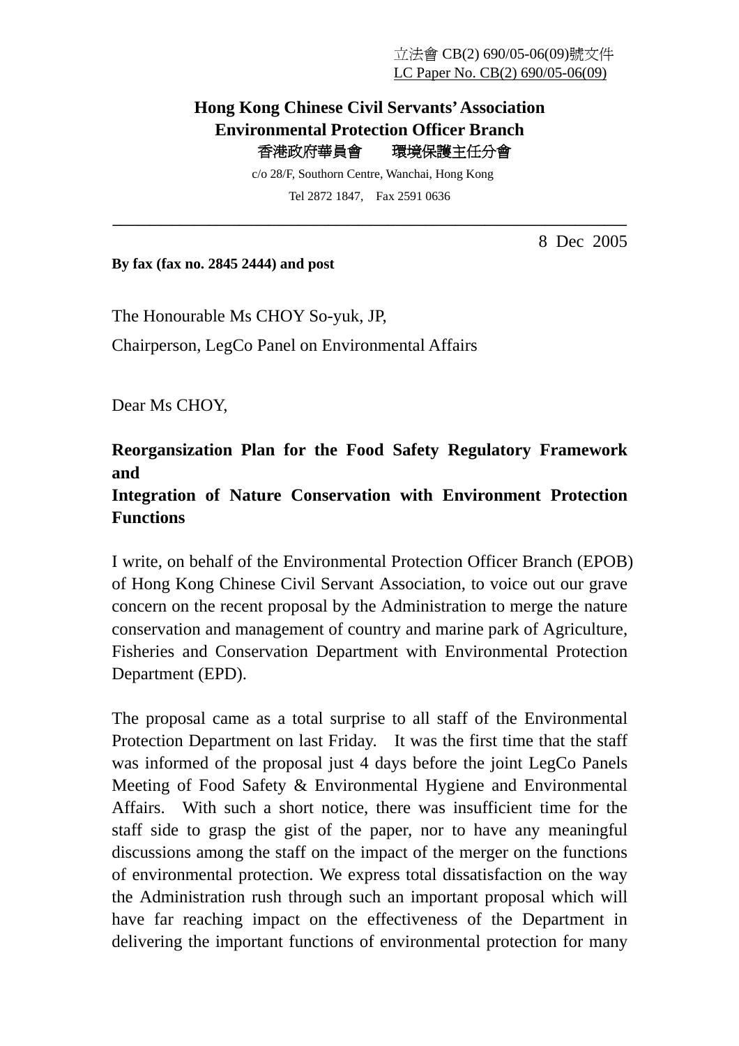立法會 CB(2) 690/05-06(09)號文件
LC Paper No. CB(2) 690/05-06(09)

**Hong Kong Chinese Civil Servants' Association**
**Environmental Protection Officer Branch**
**香港政府華員會　　環境保護主任分會**

c/o 28/F, Southorn Centre, Wanchai, Hong Kong
Tel 2872 1847,　Fax 2591 0636

---

8 Dec 2005

**By fax (fax no. 2845 2444) and post**

The Honourable Ms CHOY So-yuk, JP,
Chairperson, LegCo Panel on Environmental Affairs

Dear Ms CHOY,

**Reorgansization Plan for the Food Safety Regulatory Framework and**
**Integration of Nature Conservation with Environment Protection Functions**

I write, on behalf of the Environmental Protection Officer Branch (EPOB) of Hong Kong Chinese Civil Servant Association, to voice out our grave concern on the recent proposal by the Administration to merge the nature conservation and management of country and marine park of Agriculture, Fisheries and Conservation Department with Environmental Protection Department (EPD).

The proposal came as a total surprise to all staff of the Environmental Protection Department on last Friday. It was the first time that the staff was informed of the proposal just 4 days before the joint LegCo Panels Meeting of Food Safety & Environmental Hygiene and Environmental Affairs. With such a short notice, there was insufficient time for the staff side to grasp the gist of the paper, nor to have any meaningful discussions among the staff on the impact of the merger on the functions of environmental protection. We express total dissatisfaction on the way the Administration rush through such an important proposal which will have far reaching impact on the effectiveness of the Department in delivering the important functions of environmental protection for many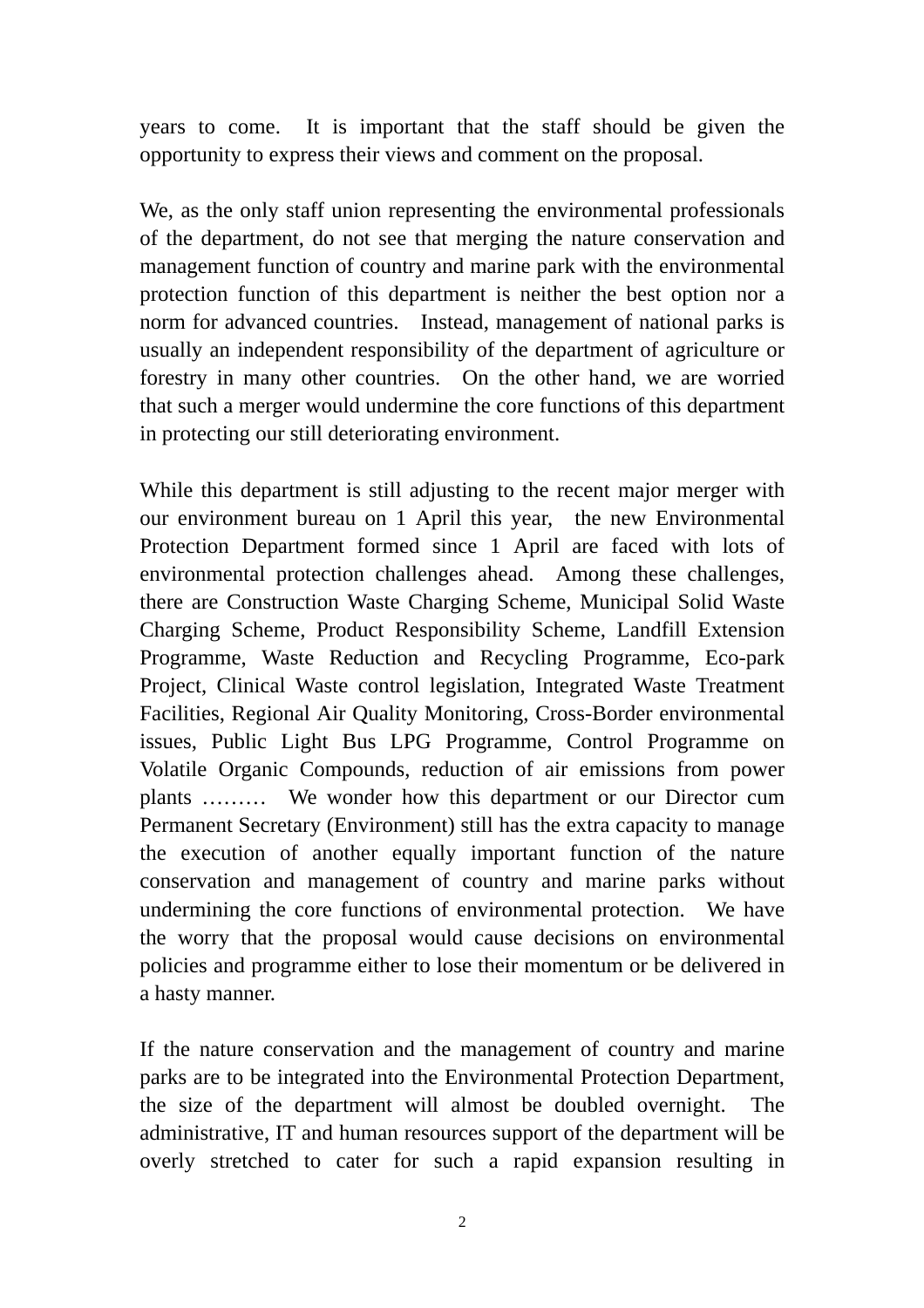years to come. It is important that the staff should be given the opportunity to express their views and comment on the proposal.

We, as the only staff union representing the environmental professionals of the department, do not see that merging the nature conservation and management function of country and marine park with the environmental protection function of this department is neither the best option nor a norm for advanced countries. Instead, management of national parks is usually an independent responsibility of the department of agriculture or forestry in many other countries. On the other hand, we are worried that such a merger would undermine the core functions of this department in protecting our still deteriorating environment.

While this department is still adjusting to the recent major merger with our environment bureau on 1 April this year, the new Environmental Protection Department formed since 1 April are faced with lots of environmental protection challenges ahead. Among these challenges, there are Construction Waste Charging Scheme, Municipal Solid Waste Charging Scheme, Product Responsibility Scheme, Landfill Extension Programme, Waste Reduction and Recycling Programme, Eco-park Project, Clinical Waste control legislation, Integrated Waste Treatment Facilities, Regional Air Quality Monitoring, Cross-Border environmental issues, Public Light Bus LPG Programme, Control Programme on Volatile Organic Compounds, reduction of air emissions from power plants ……… We wonder how this department or our Director cum Permanent Secretary (Environment) still has the extra capacity to manage the execution of another equally important function of the nature conservation and management of country and marine parks without undermining the core functions of environmental protection. We have the worry that the proposal would cause decisions on environmental policies and programme either to lose their momentum or be delivered in a hasty manner.

If the nature conservation and the management of country and marine parks are to be integrated into the Environmental Protection Department, the size of the department will almost be doubled overnight. The administrative, IT and human resources support of the department will be overly stretched to cater for such a rapid expansion resulting in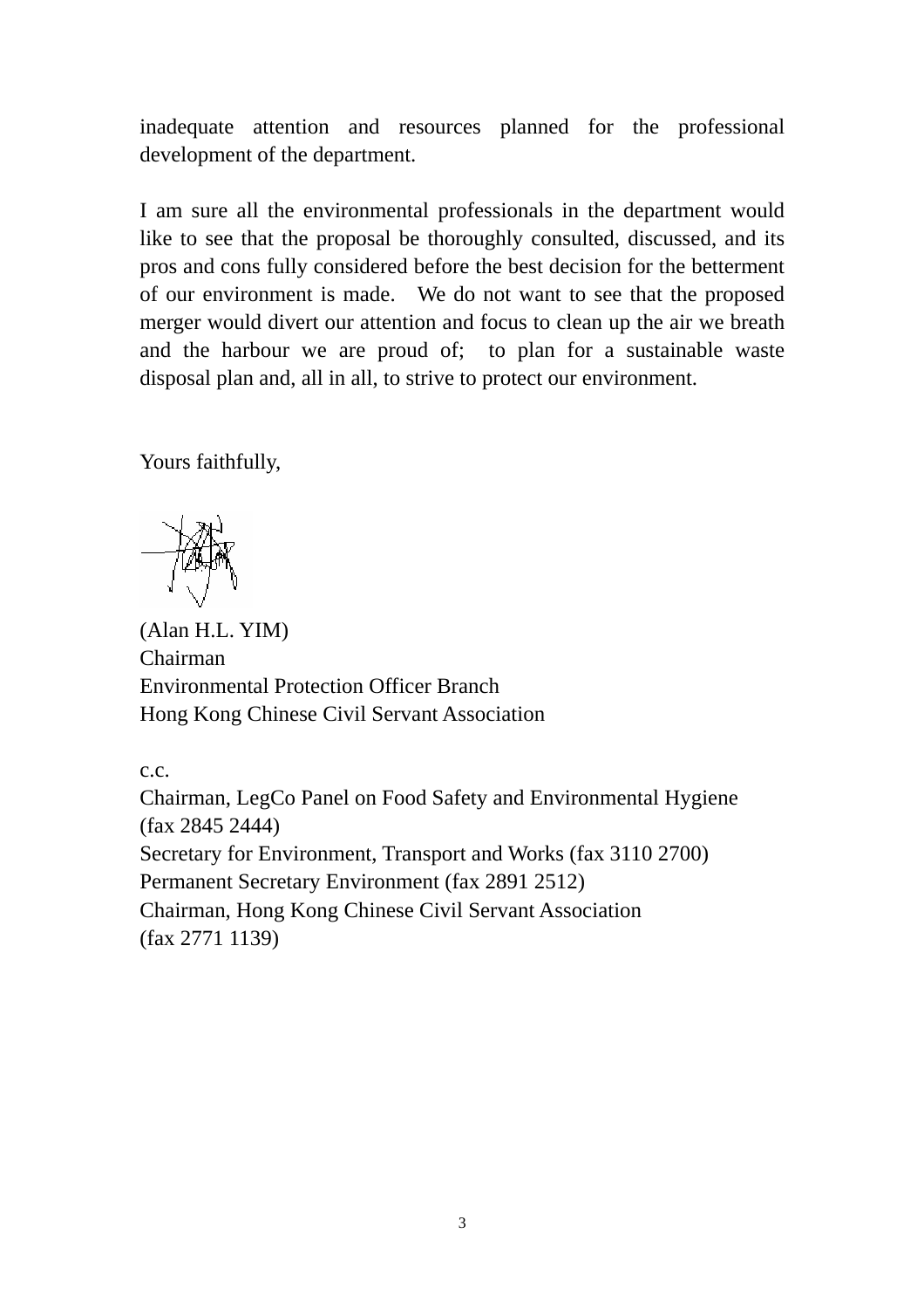inadequate attention and resources planned for the professional development of the department.

I am sure all the environmental professionals in the department would like to see that the proposal be thoroughly consulted, discussed, and its pros and cons fully considered before the best decision for the betterment of our environment is made. We do not want to see that the proposed merger would divert our attention and focus to clean up the air we breath and the harbour we are proud of; to plan for a sustainable waste disposal plan and, all in all, to strive to protect our environment.

Yours faithfully,

(Alan H.L. YIM)
Chairman
Environmental Protection Officer Branch
Hong Kong Chinese Civil Servant Association

c.c.
Chairman, LegCo Panel on Food Safety and Environmental Hygiene
(fax 2845 2444)
Secretary for Environment, Transport and Works (fax 3110 2700)
Permanent Secretary Environment (fax 2891 2512)
Chairman, Hong Kong Chinese Civil Servant Association
(fax 2771 1139)